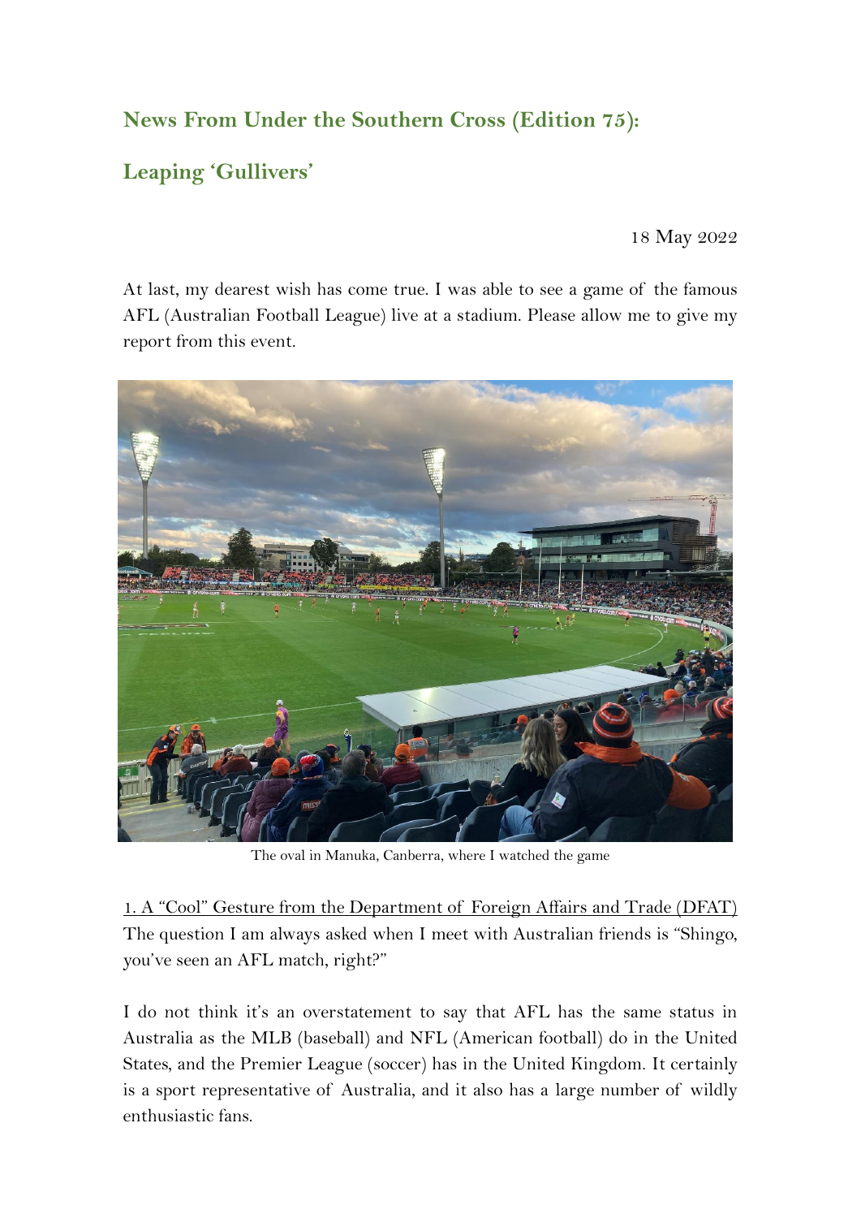# News From Under the Southern Cross (Edition 75):

# Leaping 'Gullivers'

18 May 2022

At last, my dearest wish has come true. I was able to see a game of the famous AFL (Australian Football League) live at a stadium. Please allow me to give my report from this event.

The oval in Manuka, Canberra, where I watched the game

## 1. A "Cool" Gesture from the Department of Foreign Affairs and Trade (DFAT)

The question I am always asked when I meet with Australian friends is "Shingo, you've seen an AFL match, right?"

I do not think it's an overstatement to say that AFL has the same status in Australia as the MLB (baseball) and NFL (American football) do in the United States, and the Premier League (soccer) has in the United Kingdom. It certainly is a sport representative of Australia, and it also has a large number of wildly enthusiastic fans.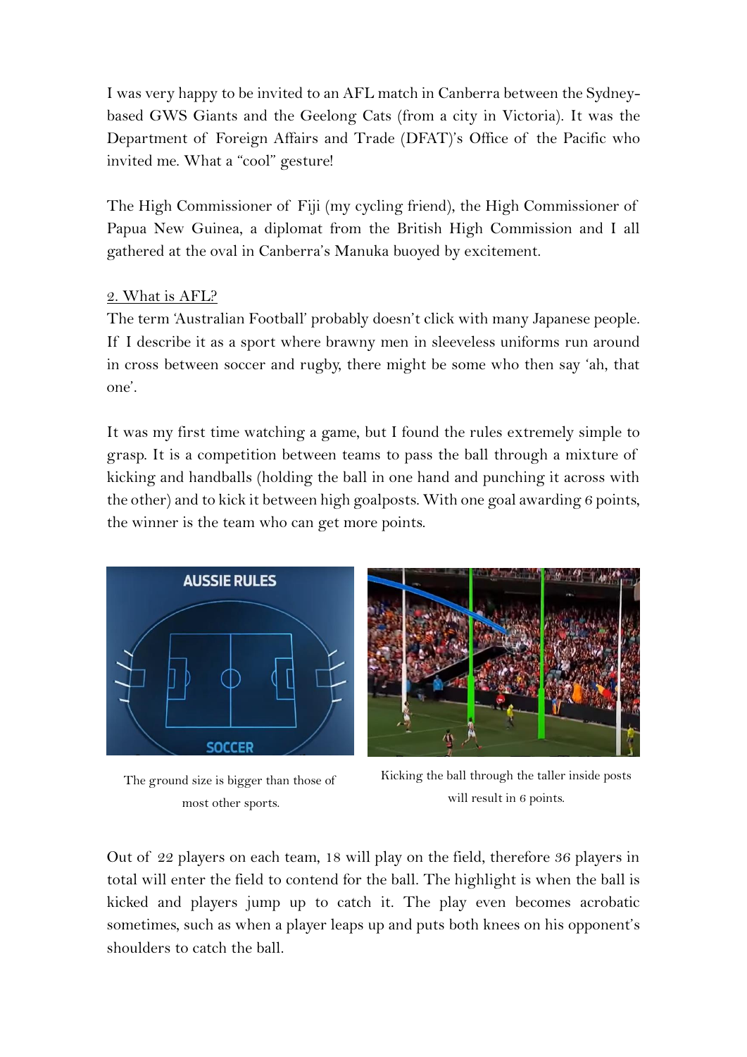I was very happy to be invited to an AFL match in Canberra between the Sydney-based GWS Giants and the Geelong Cats (from a city in Victoria). It was the Department of Foreign Affairs and Trade (DFAT)'s Office of the Pacific who invited me. What a "cool" gesture!

The High Commissioner of Fiji (my cycling friend), the High Commissioner of Papua New Guinea, a diplomat from the British High Commission and I all gathered at the oval in Canberra's Manuka buoyed by excitement.

<u>2. What is AFL?</u>

The term 'Australian Football' probably doesn't click with many Japanese people. If I describe it as a sport where brawny men in sleeveless uniforms run around in cross between soccer and rugby, there might be some who then say 'ah, that one'.

It was my first time watching a game, but I found the rules extremely simple to grasp. It is a competition between teams to pass the ball through a mixture of kicking and handballs (holding the ball in one hand and punching it across with the other) and to kick it between high goalposts. With one goal awarding 6 points, the winner is the team who can get more points.

The ground size is bigger than those of most other sports.

Kicking the ball through the taller inside posts will result in 6 points.

Out of 22 players on each team, 18 will play on the field, therefore 36 players in total will enter the field to contend for the ball. The highlight is when the ball is kicked and players jump up to catch it. The play even becomes acrobatic sometimes, such as when a player leaps up and puts both knees on his opponent's shoulders to catch the ball.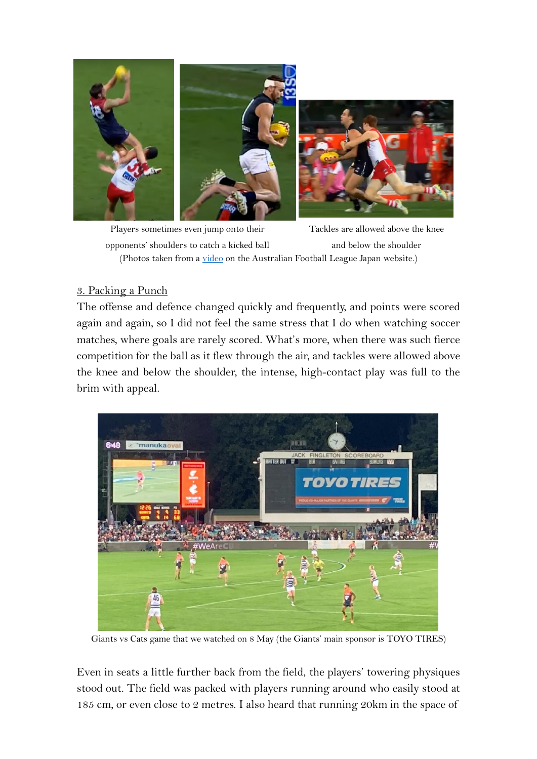Players sometimes even jump onto their opponents' shoulders to catch a kicked ball

Tackles are allowed above the knee and below the shoulder

(Photos taken from a video on the Australian Football League Japan website.)

3. Packing a Punch

The offense and defence changed quickly and frequently, and points were scored again and again, so I did not feel the same stress that I do when watching soccer matches, where goals are rarely scored. What's more, when there was such fierce competition for the ball as it flew through the air, and tackles were allowed above the knee and below the shoulder, the intense, high-contact play was full to the brim with appeal.

Giants vs Cats game that we watched on 8 May (the Giants' main sponsor is TOYO TIRES)

Even in seats a little further back from the field, the players' towering physiques stood out. The field was packed with players running around who easily stood at 185 cm, or even close to 2 metres. I also heard that running 20km in the space of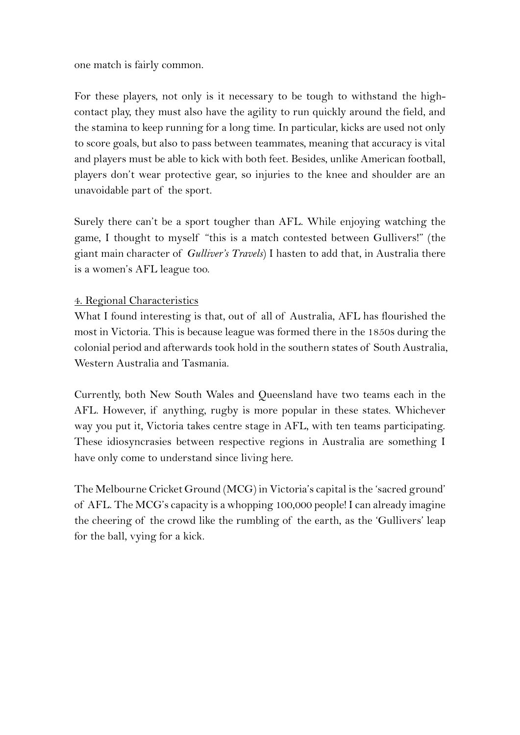one match is fairly common.

For these players, not only is it necessary to be tough to withstand the high-contact play, they must also have the agility to run quickly around the field, and the stamina to keep running for a long time. In particular, kicks are used not only to score goals, but also to pass between teammates, meaning that accuracy is vital and players must be able to kick with both feet. Besides, unlike American football, players don't wear protective gear, so injuries to the knee and shoulder are an unavoidable part of the sport.

Surely there can't be a sport tougher than AFL. While enjoying watching the game, I thought to myself "this is a match contested between Gullivers!" (the giant main character of *Gulliver's Travels*) I hasten to add that, in Australia there is a women's AFL league too.

## 4. Regional Characteristics

What I found interesting is that, out of all of Australia, AFL has flourished the most in Victoria. This is because league was formed there in the 1850s during the colonial period and afterwards took hold in the southern states of South Australia, Western Australia and Tasmania.

Currently, both New South Wales and Queensland have two teams each in the AFL. However, if anything, rugby is more popular in these states. Whichever way you put it, Victoria takes centre stage in AFL, with ten teams participating. These idiosyncrasies between respective regions in Australia are something I have only come to understand since living here.

The Melbourne Cricket Ground (MCG) in Victoria's capital is the 'sacred ground' of AFL. The MCG's capacity is a whopping 100,000 people! I can already imagine the cheering of the crowd like the rumbling of the earth, as the 'Gullivers' leap for the ball, vying for a kick.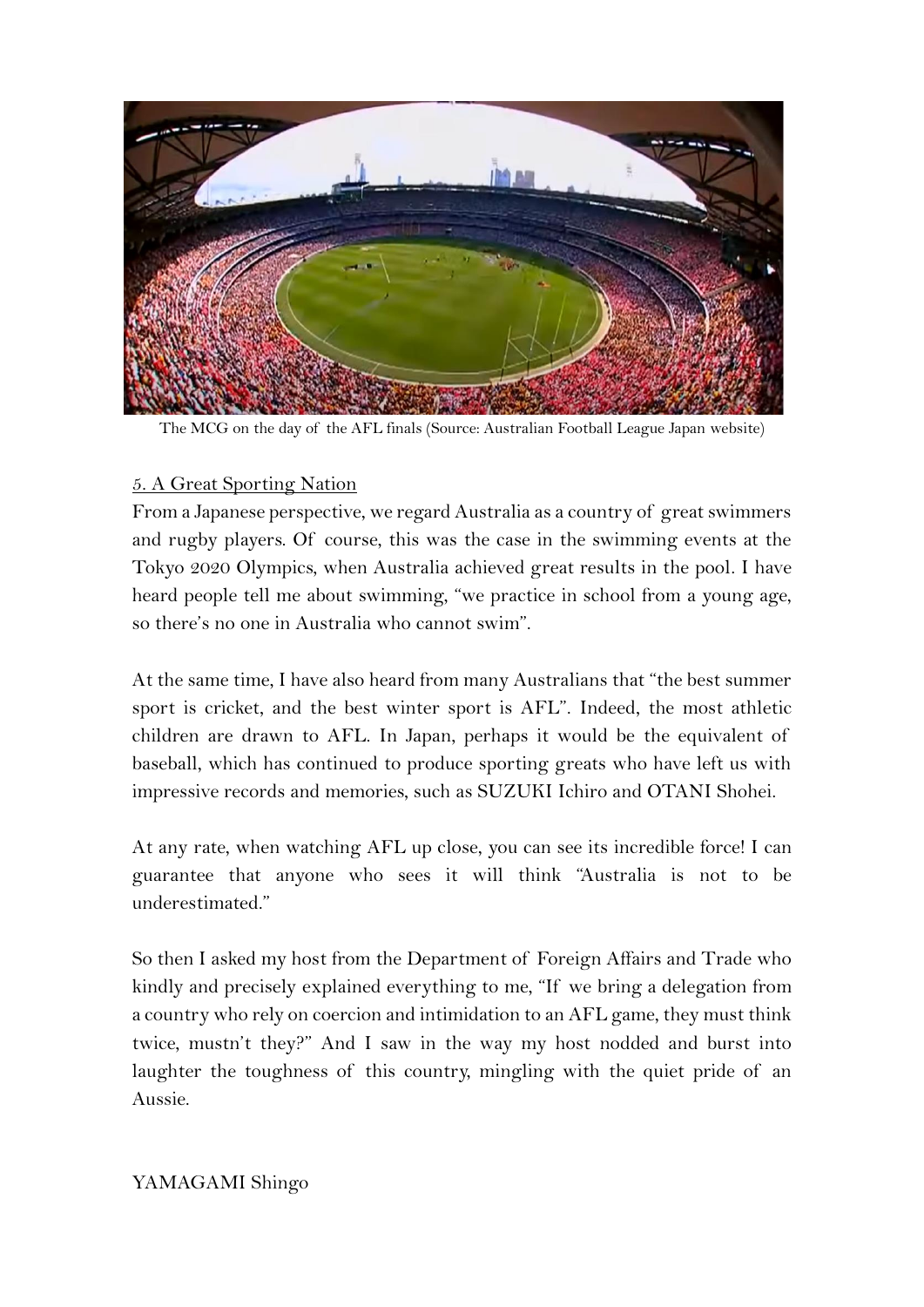The MCG on the day of the AFL finals (Source: Australian Football League Japan website)

## 5. A Great Sporting Nation

From a Japanese perspective, we regard Australia as a country of great swimmers and rugby players. Of course, this was the case in the swimming events at the Tokyo 2020 Olympics, when Australia achieved great results in the pool. I have heard people tell me about swimming, "we practice in school from a young age, so there's no one in Australia who cannot swim".

At the same time, I have also heard from many Australians that "the best summer sport is cricket, and the best winter sport is AFL". Indeed, the most athletic children are drawn to AFL. In Japan, perhaps it would be the equivalent of baseball, which has continued to produce sporting greats who have left us with impressive records and memories, such as SUZUKI Ichiro and OTANI Shohei.

At any rate, when watching AFL up close, you can see its incredible force! I can guarantee that anyone who sees it will think "Australia is not to be underestimated."

So then I asked my host from the Department of Foreign Affairs and Trade who kindly and precisely explained everything to me, "If we bring a delegation from a country who rely on coercion and intimidation to an AFL game, they must think twice, mustn't they?" And I saw in the way my host nodded and burst into laughter the toughness of this country, mingling with the quiet pride of an Aussie.

YAMAGAMI Shingo